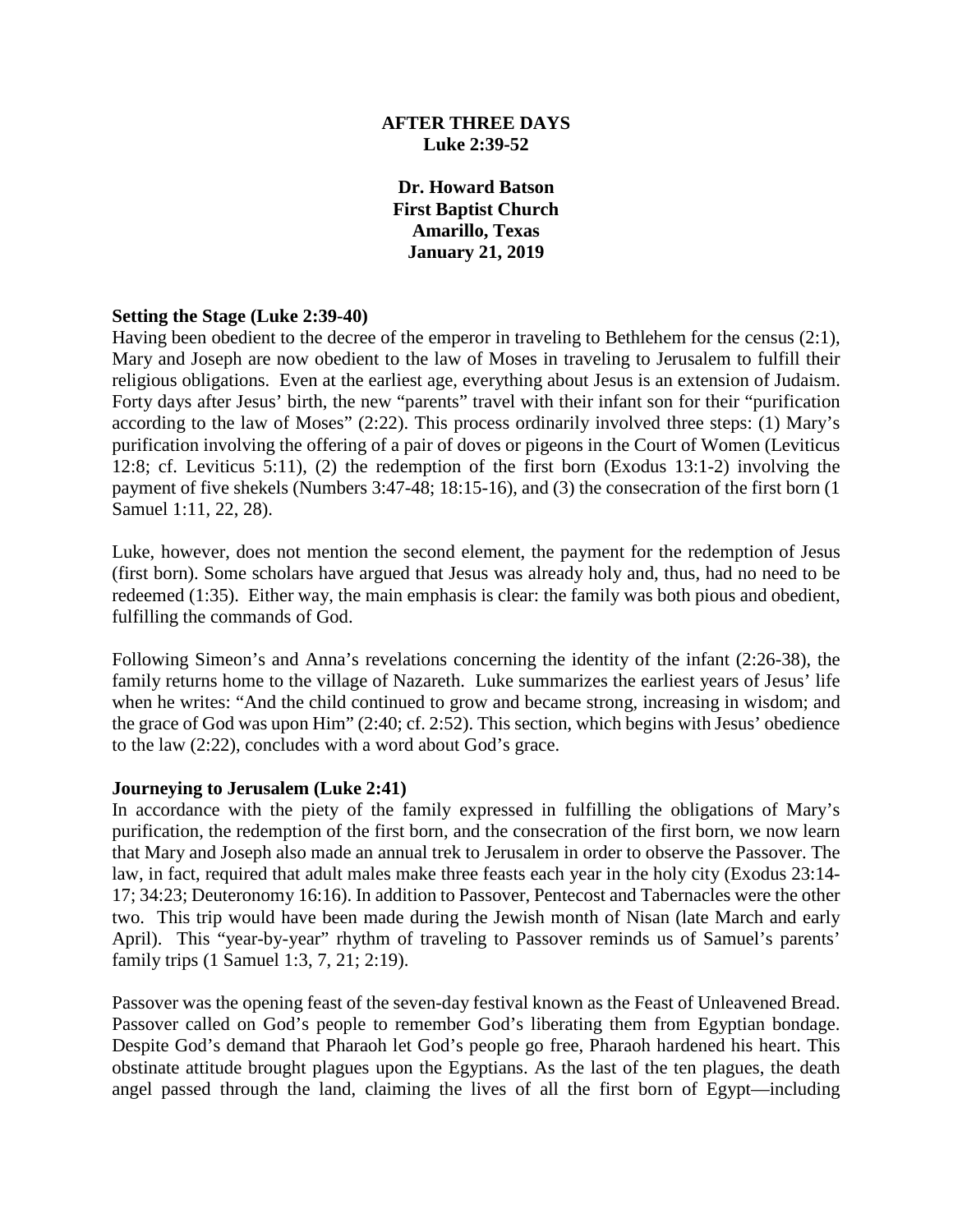**AFTER THREE DAYS**
**Luke 2:39-52**

**Dr. Howard Batson**
**First Baptist Church**
**Amarillo, Texas**
**January 21, 2019**

**Setting the Stage (Luke 2:39-40)**

Having been obedient to the decree of the emperor in traveling to Bethlehem for the census (2:1), Mary and Joseph are now obedient to the law of Moses in traveling to Jerusalem to fulfill their religious obligations. Even at the earliest age, everything about Jesus is an extension of Judaism. Forty days after Jesus' birth, the new "parents" travel with their infant son for their "purification according to the law of Moses" (2:22). This process ordinarily involved three steps: (1) Mary's purification involving the offering of a pair of doves or pigeons in the Court of Women (Leviticus 12:8; cf. Leviticus 5:11), (2) the redemption of the first born (Exodus 13:1-2) involving the payment of five shekels (Numbers 3:47-48; 18:15-16), and (3) the consecration of the first born (1 Samuel 1:11, 22, 28).

Luke, however, does not mention the second element, the payment for the redemption of Jesus (first born). Some scholars have argued that Jesus was already holy and, thus, had no need to be redeemed (1:35). Either way, the main emphasis is clear: the family was both pious and obedient, fulfilling the commands of God.

Following Simeon's and Anna's revelations concerning the identity of the infant (2:26-38), the family returns home to the village of Nazareth. Luke summarizes the earliest years of Jesus' life when he writes: "And the child continued to grow and became strong, increasing in wisdom; and the grace of God was upon Him" (2:40; cf. 2:52). This section, which begins with Jesus' obedience to the law (2:22), concludes with a word about God's grace.

**Journeying to Jerusalem (Luke 2:41)**

In accordance with the piety of the family expressed in fulfilling the obligations of Mary's purification, the redemption of the first born, and the consecration of the first born, we now learn that Mary and Joseph also made an annual trek to Jerusalem in order to observe the Passover. The law, in fact, required that adult males make three feasts each year in the holy city (Exodus 23:14-17; 34:23; Deuteronomy 16:16). In addition to Passover, Pentecost and Tabernacles were the other two. This trip would have been made during the Jewish month of Nisan (late March and early April). This "year-by-year" rhythm of traveling to Passover reminds us of Samuel's parents' family trips (1 Samuel 1:3, 7, 21; 2:19).

Passover was the opening feast of the seven-day festival known as the Feast of Unleavened Bread. Passover called on God's people to remember God's liberating them from Egyptian bondage. Despite God's demand that Pharaoh let God's people go free, Pharaoh hardened his heart. This obstinate attitude brought plagues upon the Egyptians. As the last of the ten plagues, the death angel passed through the land, claiming the lives of all the first born of Egypt—including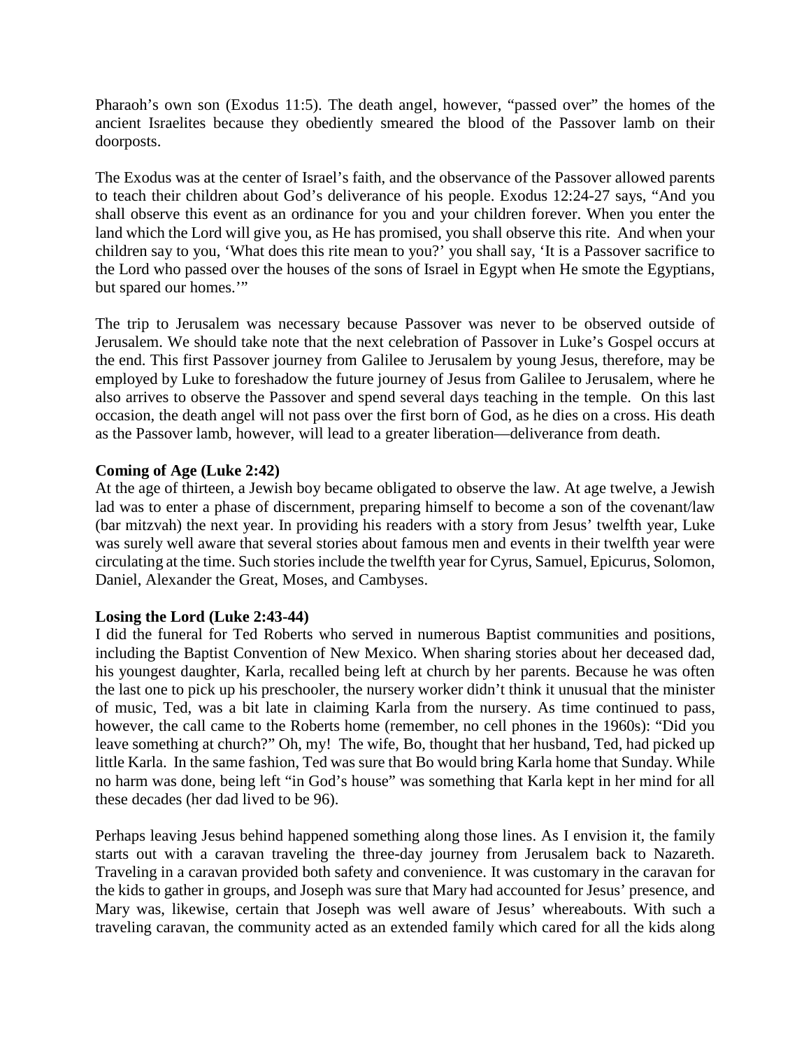Pharaoh's own son (Exodus 11:5). The death angel, however, "passed over" the homes of the ancient Israelites because they obediently smeared the blood of the Passover lamb on their doorposts.

The Exodus was at the center of Israel's faith, and the observance of the Passover allowed parents to teach their children about God's deliverance of his people. Exodus 12:24-27 says, "And you shall observe this event as an ordinance for you and your children forever. When you enter the land which the Lord will give you, as He has promised, you shall observe this rite. And when your children say to you, 'What does this rite mean to you?' you shall say, 'It is a Passover sacrifice to the Lord who passed over the houses of the sons of Israel in Egypt when He smote the Egyptians, but spared our homes.'"

The trip to Jerusalem was necessary because Passover was never to be observed outside of Jerusalem. We should take note that the next celebration of Passover in Luke's Gospel occurs at the end. This first Passover journey from Galilee to Jerusalem by young Jesus, therefore, may be employed by Luke to foreshadow the future journey of Jesus from Galilee to Jerusalem, where he also arrives to observe the Passover and spend several days teaching in the temple. On this last occasion, the death angel will not pass over the first born of God, as he dies on a cross. His death as the Passover lamb, however, will lead to a greater liberation—deliverance from death.

**Coming of Age (Luke 2:42)**
At the age of thirteen, a Jewish boy became obligated to observe the law. At age twelve, a Jewish lad was to enter a phase of discernment, preparing himself to become a son of the covenant/law (bar mitzvah) the next year. In providing his readers with a story from Jesus' twelfth year, Luke was surely well aware that several stories about famous men and events in their twelfth year were circulating at the time. Such stories include the twelfth year for Cyrus, Samuel, Epicurus, Solomon, Daniel, Alexander the Great, Moses, and Cambyses.

**Losing the Lord (Luke 2:43-44)**
I did the funeral for Ted Roberts who served in numerous Baptist communities and positions, including the Baptist Convention of New Mexico. When sharing stories about her deceased dad, his youngest daughter, Karla, recalled being left at church by her parents. Because he was often the last one to pick up his preschooler, the nursery worker didn't think it unusual that the minister of music, Ted, was a bit late in claiming Karla from the nursery. As time continued to pass, however, the call came to the Roberts home (remember, no cell phones in the 1960s): "Did you leave something at church?" Oh, my! The wife, Bo, thought that her husband, Ted, had picked up little Karla. In the same fashion, Ted was sure that Bo would bring Karla home that Sunday. While no harm was done, being left "in God's house" was something that Karla kept in her mind for all these decades (her dad lived to be 96).

Perhaps leaving Jesus behind happened something along those lines. As I envision it, the family starts out with a caravan traveling the three-day journey from Jerusalem back to Nazareth. Traveling in a caravan provided both safety and convenience. It was customary in the caravan for the kids to gather in groups, and Joseph was sure that Mary had accounted for Jesus' presence, and Mary was, likewise, certain that Joseph was well aware of Jesus' whereabouts. With such a traveling caravan, the community acted as an extended family which cared for all the kids along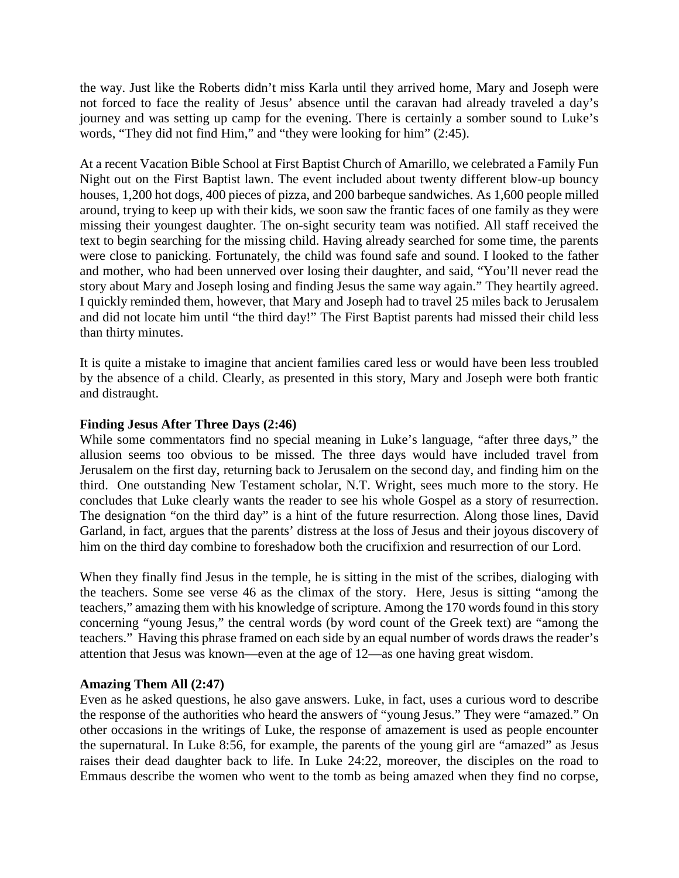the way. Just like the Roberts didn't miss Karla until they arrived home, Mary and Joseph were not forced to face the reality of Jesus' absence until the caravan had already traveled a day's journey and was setting up camp for the evening. There is certainly a somber sound to Luke's words, "They did not find Him," and "they were looking for him" (2:45).

At a recent Vacation Bible School at First Baptist Church of Amarillo, we celebrated a Family Fun Night out on the First Baptist lawn. The event included about twenty different blow-up bouncy houses, 1,200 hot dogs, 400 pieces of pizza, and 200 barbeque sandwiches. As 1,600 people milled around, trying to keep up with their kids, we soon saw the frantic faces of one family as they were missing their youngest daughter. The on-sight security team was notified. All staff received the text to begin searching for the missing child. Having already searched for some time, the parents were close to panicking. Fortunately, the child was found safe and sound. I looked to the father and mother, who had been unnerved over losing their daughter, and said, "You'll never read the story about Mary and Joseph losing and finding Jesus the same way again." They heartily agreed. I quickly reminded them, however, that Mary and Joseph had to travel 25 miles back to Jerusalem and did not locate him until "the third day!" The First Baptist parents had missed their child less than thirty minutes.

It is quite a mistake to imagine that ancient families cared less or would have been less troubled by the absence of a child. Clearly, as presented in this story, Mary and Joseph were both frantic and distraught.

**Finding Jesus After Three Days (2:46)**

While some commentators find no special meaning in Luke's language, "after three days," the allusion seems too obvious to be missed. The three days would have included travel from Jerusalem on the first day, returning back to Jerusalem on the second day, and finding him on the third. One outstanding New Testament scholar, N.T. Wright, sees much more to the story. He concludes that Luke clearly wants the reader to see his whole Gospel as a story of resurrection. The designation "on the third day" is a hint of the future resurrection. Along those lines, David Garland, in fact, argues that the parents' distress at the loss of Jesus and their joyous discovery of him on the third day combine to foreshadow both the crucifixion and resurrection of our Lord.

When they finally find Jesus in the temple, he is sitting in the mist of the scribes, dialoging with the teachers. Some see verse 46 as the climax of the story. Here, Jesus is sitting "among the teachers," amazing them with his knowledge of scripture. Among the 170 words found in this story concerning "young Jesus," the central words (by word count of the Greek text) are "among the teachers." Having this phrase framed on each side by an equal number of words draws the reader's attention that Jesus was known—even at the age of 12—as one having great wisdom.

**Amazing Them All (2:47)**

Even as he asked questions, he also gave answers. Luke, in fact, uses a curious word to describe the response of the authorities who heard the answers of "young Jesus." They were "amazed." On other occasions in the writings of Luke, the response of amazement is used as people encounter the supernatural. In Luke 8:56, for example, the parents of the young girl are "amazed" as Jesus raises their dead daughter back to life. In Luke 24:22, moreover, the disciples on the road to Emmaus describe the women who went to the tomb as being amazed when they find no corpse,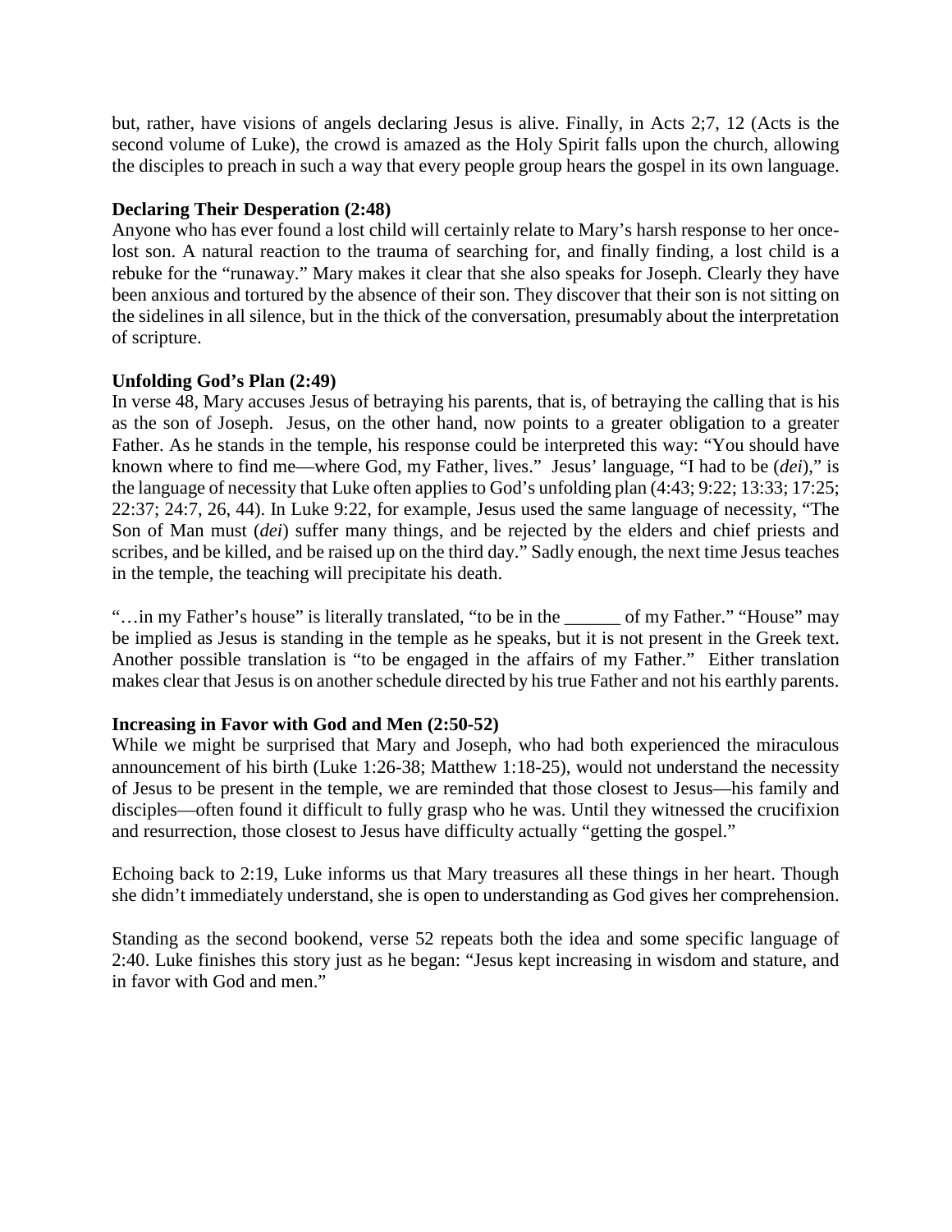but, rather, have visions of angels declaring Jesus is alive. Finally, in Acts 2;7, 12 (Acts is the second volume of Luke), the crowd is amazed as the Holy Spirit falls upon the church, allowing the disciples to preach in such a way that every people group hears the gospel in its own language.

**Declaring Their Desperation (2:48)**

Anyone who has ever found a lost child will certainly relate to Mary's harsh response to her once-lost son. A natural reaction to the trauma of searching for, and finally finding, a lost child is a rebuke for the "runaway." Mary makes it clear that she also speaks for Joseph. Clearly they have been anxious and tortured by the absence of their son. They discover that their son is not sitting on the sidelines in all silence, but in the thick of the conversation, presumably about the interpretation of scripture.

**Unfolding God's Plan (2:49)**

In verse 48, Mary accuses Jesus of betraying his parents, that is, of betraying the calling that is his as the son of Joseph. Jesus, on the other hand, now points to a greater obligation to a greater Father. As he stands in the temple, his response could be interpreted this way: "You should have known where to find me—where God, my Father, lives." Jesus' language, "I had to be (*dei*)," is the language of necessity that Luke often applies to God's unfolding plan (4:43; 9:22; 13:33; 17:25; 22:37; 24:7, 26, 44). In Luke 9:22, for example, Jesus used the same language of necessity, "The Son of Man must (*dei*) suffer many things, and be rejected by the elders and chief priests and scribes, and be killed, and be raised up on the third day." Sadly enough, the next time Jesus teaches in the temple, the teaching will precipitate his death.

"…in my Father's house" is literally translated, "to be in the ______ of my Father." "House" may be implied as Jesus is standing in the temple as he speaks, but it is not present in the Greek text. Another possible translation is "to be engaged in the affairs of my Father." Either translation makes clear that Jesus is on another schedule directed by his true Father and not his earthly parents.

**Increasing in Favor with God and Men (2:50-52)**

While we might be surprised that Mary and Joseph, who had both experienced the miraculous announcement of his birth (Luke 1:26-38; Matthew 1:18-25), would not understand the necessity of Jesus to be present in the temple, we are reminded that those closest to Jesus—his family and disciples—often found it difficult to fully grasp who he was. Until they witnessed the crucifixion and resurrection, those closest to Jesus have difficulty actually "getting the gospel."

Echoing back to 2:19, Luke informs us that Mary treasures all these things in her heart. Though she didn't immediately understand, she is open to understanding as God gives her comprehension.

Standing as the second bookend, verse 52 repeats both the idea and some specific language of 2:40. Luke finishes this story just as he began: "Jesus kept increasing in wisdom and stature, and in favor with God and men."